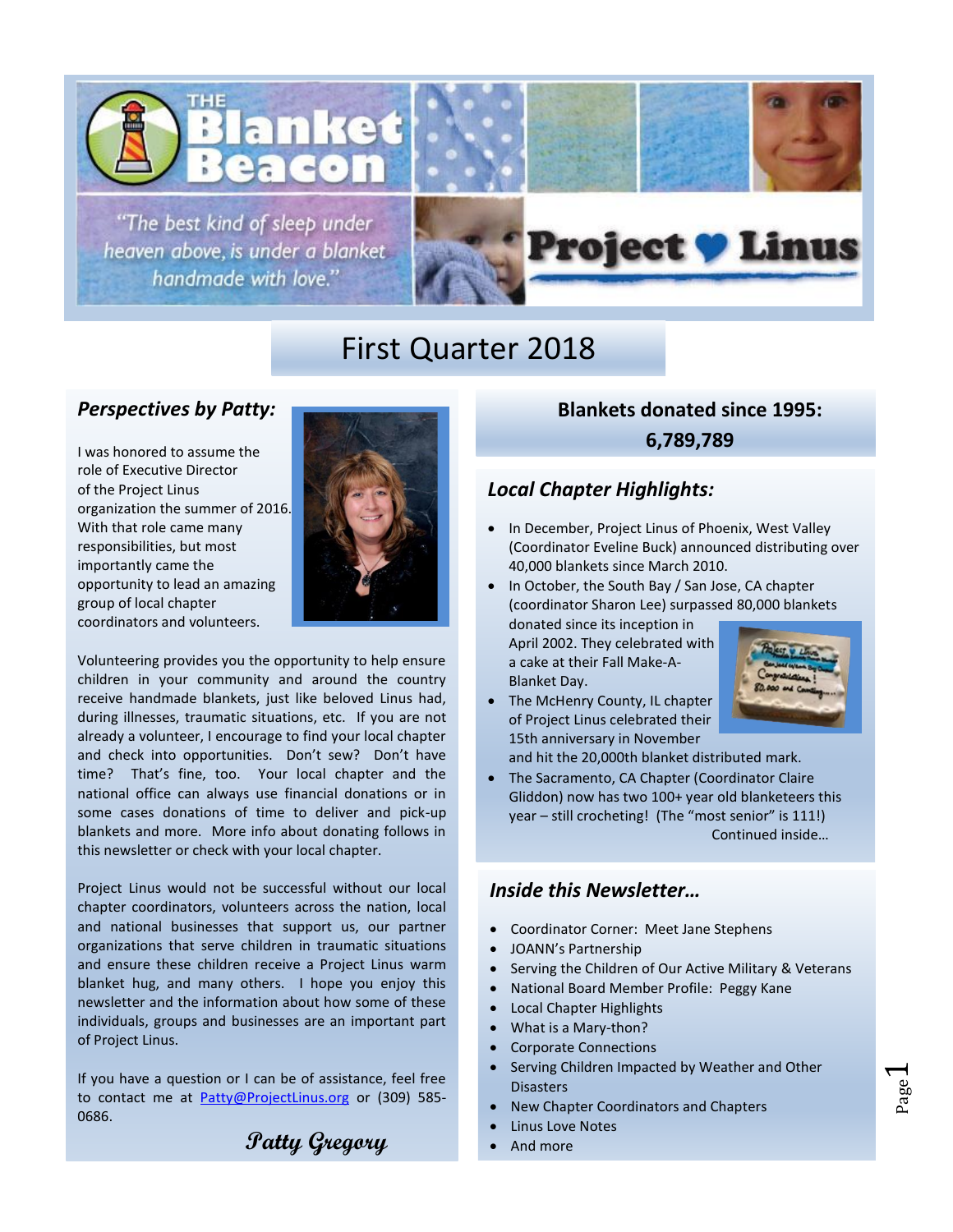# The Blanket Beacon

"The best kind of sleep under heaven above, is under a blanket handmade with love."

Project ♥ Linus

## First Quarter 2018

### *Perspectives by Patty:*

I was honored to assume the role of Executive Director of the Project Linus organization the summer of 2016. With that role came many responsibilities, but most importantly came the opportunity to lead an amazing group of local chapter coordinators and volunteers.

Volunteering provides you the opportunity to help ensure children in your community and around the country receive handmade blankets, just like beloved Linus had, during illnesses, traumatic situations, etc. If you are not already a volunteer, I encourage to find your local chapter and check into opportunities. Don't sew? Don't have time? That's fine, too. Your local chapter and the national office can always use financial donations or in some cases donations of time to deliver and pick-up blankets and more. More info about donating follows in this newsletter or check with your local chapter.

Project Linus would not be successful without our local chapter coordinators, volunteers across the nation, local and national businesses that support us, our partner organizations that serve children in traumatic situations and ensure these children receive a Project Linus warm blanket hug, and many others. I hope you enjoy this newsletter and the information about how some of these individuals, groups and businesses are an important part of Project Linus.

If you have a question or I can be of assistance, feel free to contact me at Patty@ProjectLinus.org or (309) 585-0686.

*Patty Gregory*

### Blankets donated since 1995: 6,789,789

### *Local Chapter Highlights:*

- In December, Project Linus of Phoenix, West Valley (Coordinator Eveline Buck) announced distributing over 40,000 blankets since March 2010.
- In October, the South Bay / San Jose, CA chapter (coordinator Sharon Lee) surpassed 80,000 blankets donated since its inception in April 2002. They celebrated with a cake at their Fall Make-A-Blanket Day.
- The McHenry County, IL chapter of Project Linus celebrated their 15th anniversary in November and hit the 20,000th blanket distributed mark.
- The Sacramento, CA Chapter (Coordinator Claire Gliddon) now has two 100+ year old blanketeers this year – still crocheting! (The "most senior" is 111!)

Continued inside…

### *Inside this Newsletter…*

- Coordinator Corner: Meet Jane Stephens
- JOANN's Partnership
- Serving the Children of Our Active Military & Veterans
- National Board Member Profile: Peggy Kane
- Local Chapter Highlights
- What is a Mary-thon?
- Corporate Connections
- Serving Children Impacted by Weather and Other Disasters
- New Chapter Coordinators and Chapters
- Linus Love Notes
- And more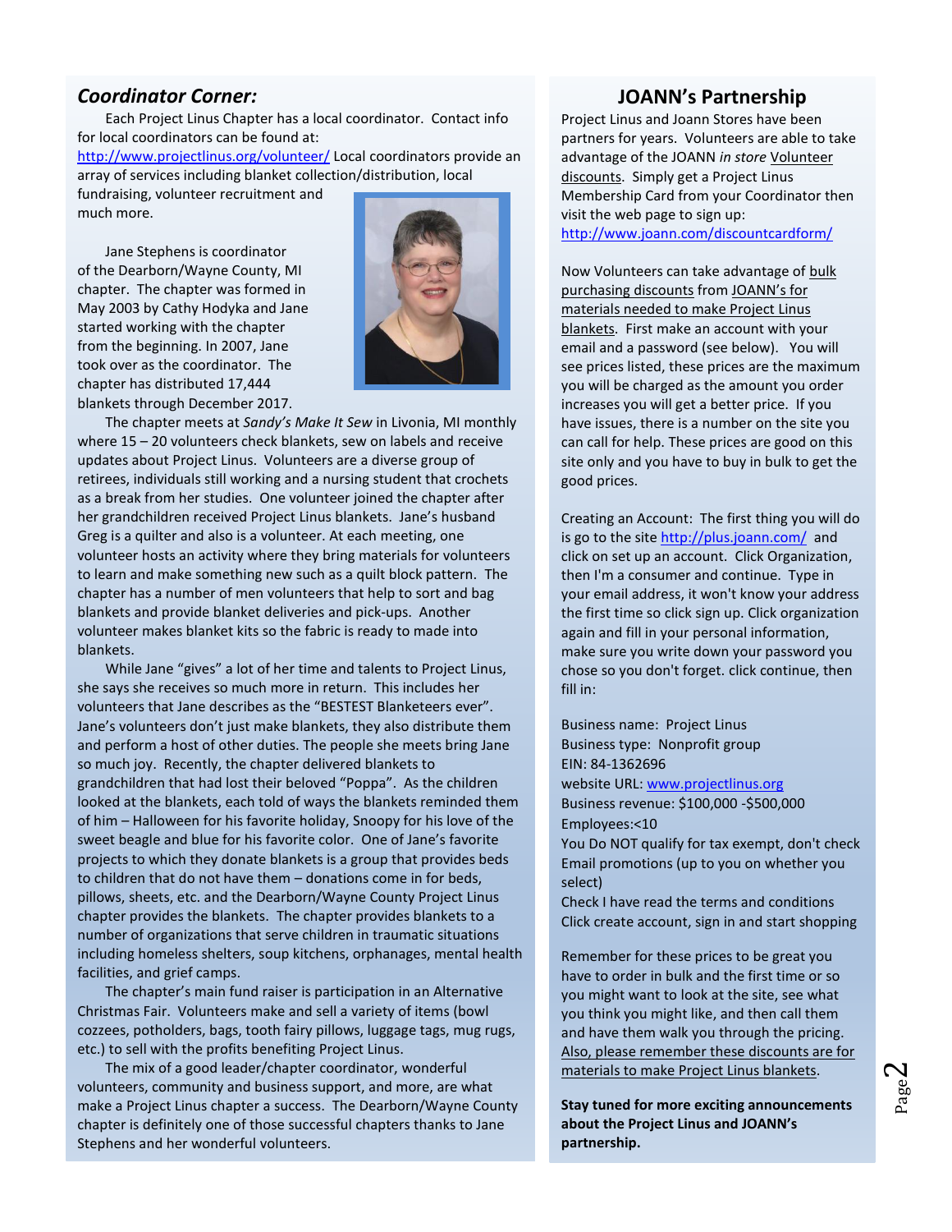## *Coordinator Corner:*

Each Project Linus Chapter has a local coordinator. Contact info for local coordinators can be found at: http://www.projectlinus.org/volunteer/ Local coordinators provide an array of services including blanket collection/distribution, local fundraising, volunteer recruitment and much more.

Jane Stephens is coordinator of the Dearborn/Wayne County, MI chapter. The chapter was formed in May 2003 by Cathy Hodyka and Jane started working with the chapter from the beginning. In 2007, Jane took over as the coordinator. The chapter has distributed 17,444 blankets through December 2017.

The chapter meets at *Sandy's Make It Sew* in Livonia, MI monthly where 15 – 20 volunteers check blankets, sew on labels and receive updates about Project Linus. Volunteers are a diverse group of retirees, individuals still working and a nursing student that crochets as a break from her studies. One volunteer joined the chapter after her grandchildren received Project Linus blankets. Jane's husband Greg is a quilter and also is a volunteer. At each meeting, one volunteer hosts an activity where they bring materials for volunteers to learn and make something new such as a quilt block pattern. The chapter has a number of men volunteers that help to sort and bag blankets and provide blanket deliveries and pick-ups. Another volunteer makes blanket kits so the fabric is ready to made into blankets.

While Jane "gives" a lot of her time and talents to Project Linus, she says she receives so much more in return. This includes her volunteers that Jane describes as the "BESTEST Blanketeers ever". Jane's volunteers don't just make blankets, they also distribute them and perform a host of other duties. The people she meets bring Jane so much joy. Recently, the chapter delivered blankets to grandchildren that had lost their beloved "Poppa". As the children looked at the blankets, each told of ways the blankets reminded them of him – Halloween for his favorite holiday, Snoopy for his love of the sweet beagle and blue for his favorite color. One of Jane's favorite projects to which they donate blankets is a group that provides beds to children that do not have them – donations come in for beds, pillows, sheets, etc. and the Dearborn/Wayne County Project Linus chapter provides the blankets. The chapter provides blankets to a number of organizations that serve children in traumatic situations including homeless shelters, soup kitchens, orphanages, mental health facilities, and grief camps.

The chapter's main fund raiser is participation in an Alternative Christmas Fair. Volunteers make and sell a variety of items (bowl cozzees, potholders, bags, tooth fairy pillows, luggage tags, mug rugs, etc.) to sell with the profits benefiting Project Linus.

The mix of a good leader/chapter coordinator, wonderful volunteers, community and business support, and more, are what make a Project Linus chapter a success. The Dearborn/Wayne County chapter is definitely one of those successful chapters thanks to Jane Stephens and her wonderful volunteers.

## JOANN's Partnership

Project Linus and Joann Stores have been partners for years. Volunteers are able to take advantage of the JOANN *in store* Volunteer discounts. Simply get a Project Linus Membership Card from your Coordinator then visit the web page to sign up: http://www.joann.com/discountcardform/

Now Volunteers can take advantage of bulk purchasing discounts from JOANN's for materials needed to make Project Linus blankets. First make an account with your email and a password (see below). You will see prices listed, these prices are the maximum you will be charged as the amount you order increases you will get a better price. If you have issues, there is a number on the site you can call for help. These prices are good on this site only and you have to buy in bulk to get the good prices.

Creating an Account: The first thing you will do is go to the site http://plus.joann.com/ and click on set up an account. Click Organization, then I'm a consumer and continue. Type in your email address, it won't know your address the first time so click sign up. Click organization again and fill in your personal information, make sure you write down your password you chose so you don't forget. click continue, then fill in:

Business name: Project Linus
Business type: Nonprofit group
EIN: 84-1362696
website URL: www.projectlinus.org
Business revenue: $100,000 -$500,000
Employees:<10
You Do NOT qualify for tax exempt, don't check
Email promotions (up to you on whether you select)
Check I have read the terms and conditions
Click create account, sign in and start shopping

Remember for these prices to be great you have to order in bulk and the first time or so you might want to look at the site, see what you think you might like, and then call them and have them walk you through the pricing. Also, please remember these discounts are for materials to make Project Linus blankets.

**Stay tuned for more exciting announcements about the Project Linus and JOANN's partnership.**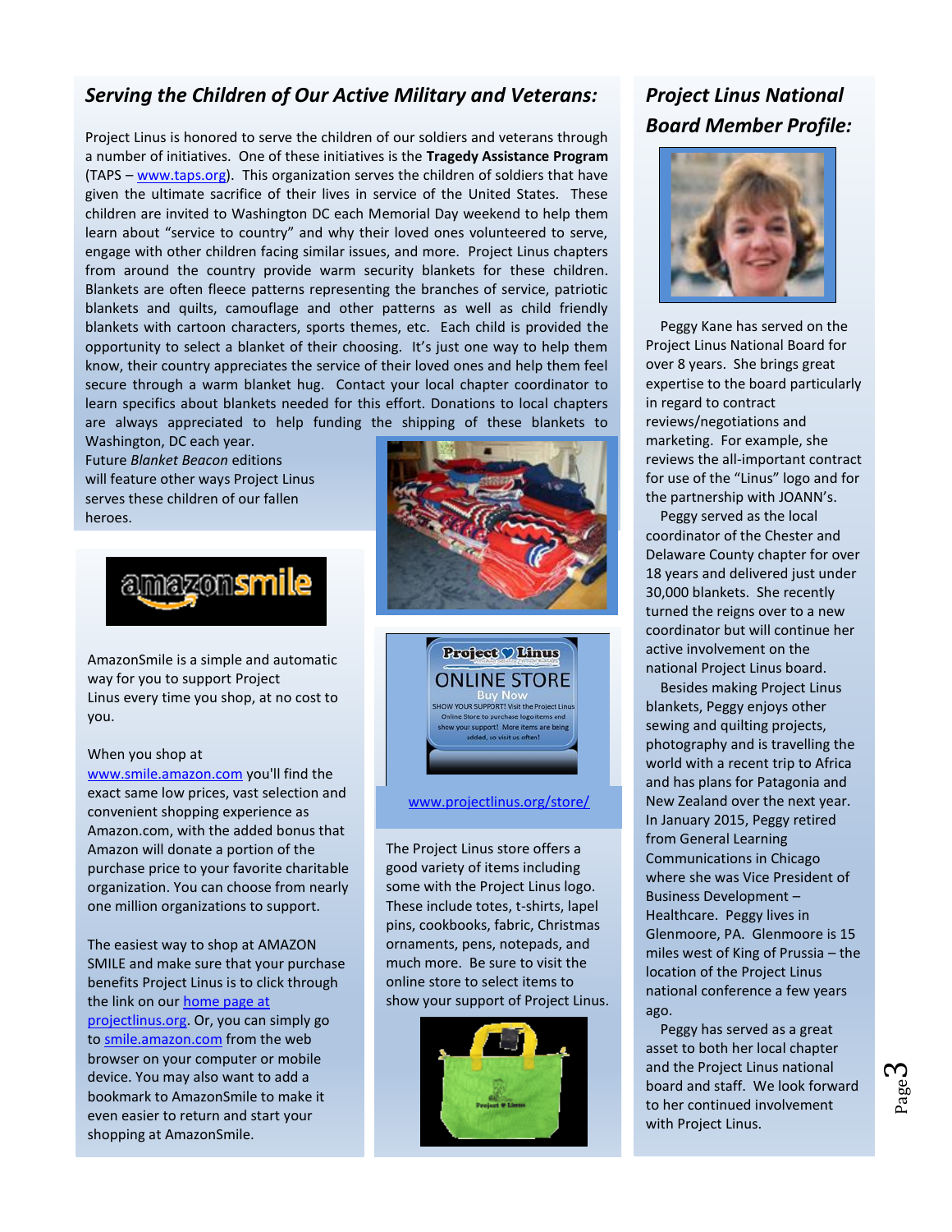## Serving the Children of Our Active Military and Veterans:

Project Linus is honored to serve the children of our soldiers and veterans through a number of initiatives. One of these initiatives is the **Tragedy Assistance Program** (TAPS – www.taps.org). This organization serves the children of soldiers that have given the ultimate sacrifice of their lives in service of the United States. These children are invited to Washington DC each Memorial Day weekend to help them learn about "service to country" and why their loved ones volunteered to serve, engage with other children facing similar issues, and more. Project Linus chapters from around the country provide warm security blankets for these children. Blankets are often fleece patterns representing the branches of service, patriotic blankets and quilts, camouflage and other patterns as well as child friendly blankets with cartoon characters, sports themes, etc. Each child is provided the opportunity to select a blanket of their choosing. It's just one way to help them know, their country appreciates the service of their loved ones and help them feel secure through a warm blanket hug. Contact your local chapter coordinator to learn specifics about blankets needed for this effort. Donations to local chapters are always appreciated to help funding the shipping of these blankets to Washington, DC each year.

Future *Blanket Beacon* editions will feature other ways Project Linus serves these children of our fallen heroes.

AmazonSmile is a simple and automatic way for you to support Project Linus every time you shop, at no cost to you.

When you shop at www.smile.amazon.com you'll find the exact same low prices, vast selection and convenient shopping experience as Amazon.com, with the added bonus that Amazon will donate a portion of the purchase price to your favorite charitable organization. You can choose from nearly one million organizations to support.

The easiest way to shop at AMAZON SMILE and make sure that your purchase benefits Project Linus is to click through the link on our home page at projectlinus.org. Or, you can simply go to smile.amazon.com from the web browser on your computer or mobile device. You may also want to add a bookmark to AmazonSmile to make it even easier to return and start your shopping at AmazonSmile.

www.projectlinus.org/store/

The Project Linus store offers a good variety of items including some with the Project Linus logo. These include totes, t-shirts, lapel pins, cookbooks, fabric, Christmas ornaments, pens, notepads, and much more. Be sure to visit the online store to select items to show your support of Project Linus.

## Project Linus National Board Member Profile:

Peggy Kane has served on the Project Linus National Board for over 8 years. She brings great expertise to the board particularly in regard to contract reviews/negotiations and marketing. For example, she reviews the all-important contract for use of the "Linus" logo and for the partnership with JOANN's.

Peggy served as the local coordinator of the Chester and Delaware County chapter for over 18 years and delivered just under 30,000 blankets. She recently turned the reigns over to a new coordinator but will continue her active involvement on the national Project Linus board.

Besides making Project Linus blankets, Peggy enjoys other sewing and quilting projects, photography and is travelling the world with a recent trip to Africa and has plans for Patagonia and New Zealand over the next year. In January 2015, Peggy retired from General Learning Communications in Chicago where she was Vice President of Business Development – Healthcare. Peggy lives in Glenmoore, PA. Glenmoore is 15 miles west of King of Prussia – the location of the Project Linus national conference a few years ago.

Peggy has served as a great asset to both her local chapter and the Project Linus national board and staff. We look forward to her continued involvement with Project Linus.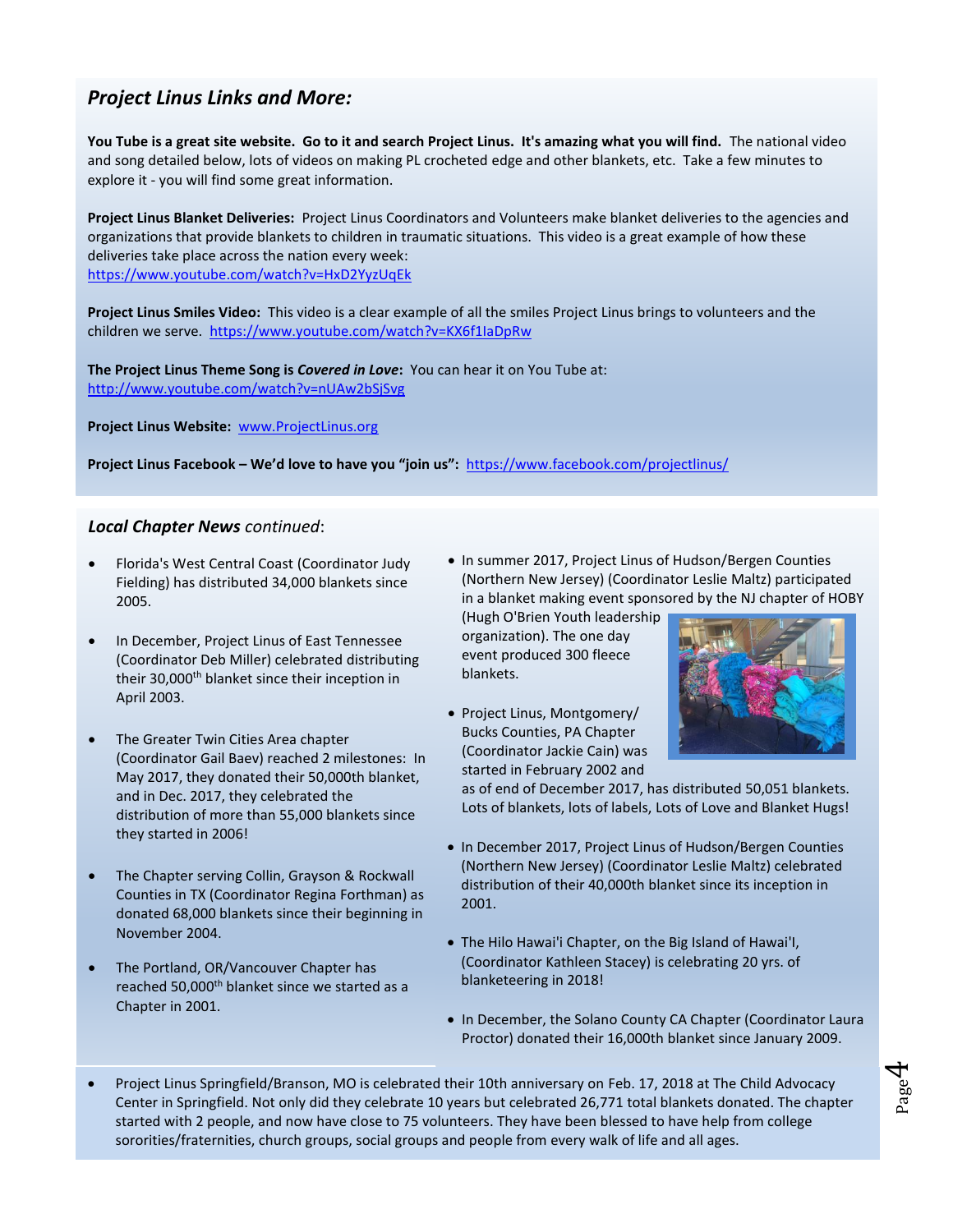## *Project Linus Links and More:*

**You Tube is a great site website. Go to it and search Project Linus. It's amazing what you will find.** The national video and song detailed below, lots of videos on making PL crocheted edge and other blankets, etc. Take a few minutes to explore it - you will find some great information.

**Project Linus Blanket Deliveries:** Project Linus Coordinators and Volunteers make blanket deliveries to the agencies and organizations that provide blankets to children in traumatic situations. This video is a great example of how these deliveries take place across the nation every week: https://www.youtube.com/watch?v=HxD2YyzUqEk

**Project Linus Smiles Video:** This video is a clear example of all the smiles Project Linus brings to volunteers and the children we serve. https://www.youtube.com/watch?v=KX6f1IaDpRw

**The Project Linus Theme Song is *Covered in Love*:** You can hear it on You Tube at: http://www.youtube.com/watch?v=nUAw2bSjSvg

**Project Linus Website:** www.ProjectLinus.org

**Project Linus Facebook – We'd love to have you "join us":** https://www.facebook.com/projectlinus/

### ***Local Chapter News** continued*:

- Florida's West Central Coast (Coordinator Judy Fielding) has distributed 34,000 blankets since 2005.
- In December, Project Linus of East Tennessee (Coordinator Deb Miller) celebrated distributing their 30,000th blanket since their inception in April 2003.
- The Greater Twin Cities Area chapter (Coordinator Gail Baev) reached 2 milestones: In May 2017, they donated their 50,000th blanket, and in Dec. 2017, they celebrated the distribution of more than 55,000 blankets since they started in 2006!
- The Chapter serving Collin, Grayson & Rockwall Counties in TX (Coordinator Regina Forthman) as donated 68,000 blankets since their beginning in November 2004.
- The Portland, OR/Vancouver Chapter has reached 50,000th blanket since we started as a Chapter in 2001.
- In summer 2017, Project Linus of Hudson/Bergen Counties (Northern New Jersey) (Coordinator Leslie Maltz) participated in a blanket making event sponsored by the NJ chapter of HOBY (Hugh O'Brien Youth leadership organization). The one day event produced 300 fleece blankets.
- Project Linus, Montgomery/ Bucks Counties, PA Chapter (Coordinator Jackie Cain) was started in February 2002 and as of end of December 2017, has distributed 50,051 blankets. Lots of blankets, lots of labels, Lots of Love and Blanket Hugs!
- In December 2017, Project Linus of Hudson/Bergen Counties (Northern New Jersey) (Coordinator Leslie Maltz) celebrated distribution of their 40,000th blanket since its inception in 2001.
- The Hilo Hawai'i Chapter, on the Big Island of Hawai'I, (Coordinator Kathleen Stacey) is celebrating 20 yrs. of blanketeering in 2018!
- In December, the Solano County CA Chapter (Coordinator Laura Proctor) donated their 16,000th blanket since January 2009.
- Project Linus Springfield/Branson, MO is celebrated their 10th anniversary on Feb. 17, 2018 at The Child Advocacy Center in Springfield. Not only did they celebrate 10 years but celebrated 26,771 total blankets donated. The chapter started with 2 people, and now have close to 75 volunteers. They have been blessed to have help from college sororities/fraternities, church groups, social groups and people from every walk of life and all ages.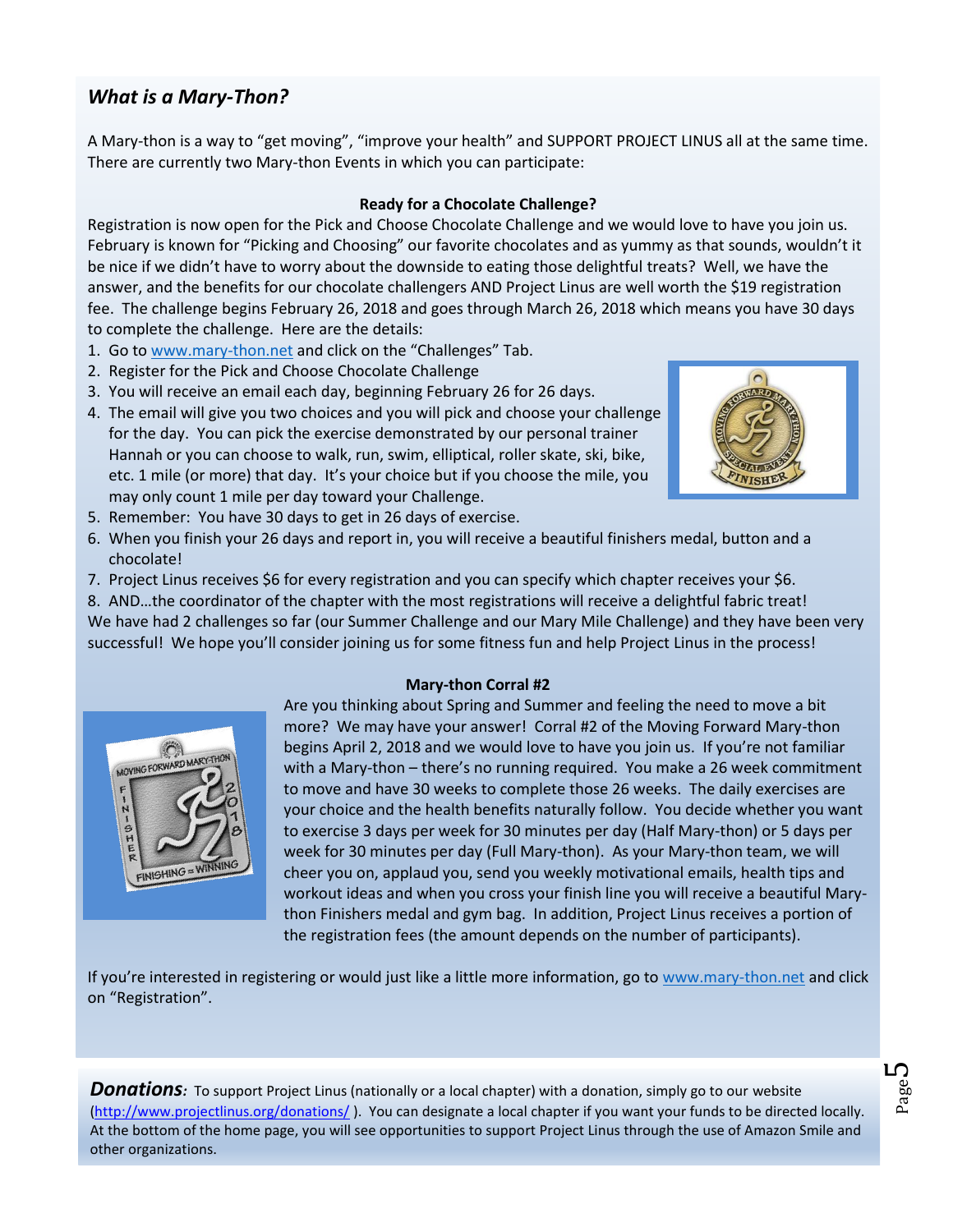## *What is a Mary-Thon?*

A Mary-thon is a way to "get moving", "improve your health" and SUPPORT PROJECT LINUS all at the same time. There are currently two Mary-thon Events in which you can participate:

### Ready for a Chocolate Challenge?

Registration is now open for the Pick and Choose Chocolate Challenge and we would love to have you join us. February is known for "Picking and Choosing" our favorite chocolates and as yummy as that sounds, wouldn't it be nice if we didn't have to worry about the downside to eating those delightful treats? Well, we have the answer, and the benefits for our chocolate challengers AND Project Linus are well worth the $19 registration fee. The challenge begins February 26, 2018 and goes through March 26, 2018 which means you have 30 days to complete the challenge. Here are the details:

1. Go to www.mary-thon.net and click on the "Challenges" Tab.
2. Register for the Pick and Choose Chocolate Challenge
3. You will receive an email each day, beginning February 26 for 26 days.
4. The email will give you two choices and you will pick and choose your challenge for the day. You can pick the exercise demonstrated by our personal trainer Hannah or you can choose to walk, run, swim, elliptical, roller skate, ski, bike, etc. 1 mile (or more) that day. It's your choice but if you choose the mile, you may only count 1 mile per day toward your Challenge.
5. Remember: You have 30 days to get in 26 days of exercise.
6. When you finish your 26 days and report in, you will receive a beautiful finishers medal, button and a chocolate!
7. Project Linus receives $6 for every registration and you can specify which chapter receives your $6.
8. AND…the coordinator of the chapter with the most registrations will receive a delightful fabric treat!

We have had 2 challenges so far (our Summer Challenge and our Mary Mile Challenge) and they have been very successful! We hope you'll consider joining us for some fitness fun and help Project Linus in the process!

### Mary-thon Corral #2

Are you thinking about Spring and Summer and feeling the need to move a bit more? We may have your answer! Corral #2 of the Moving Forward Mary-thon begins April 2, 2018 and we would love to have you join us. If you're not familiar with a Mary-thon – there's no running required. You make a 26 week commitment to move and have 30 weeks to complete those 26 weeks. The daily exercises are your choice and the health benefits naturally follow. You decide whether you want to exercise 3 days per week for 30 minutes per day (Half Mary-thon) or 5 days per week for 30 minutes per day (Full Mary-thon). As your Mary-thon team, we will cheer you on, applaud you, send you weekly motivational emails, health tips and workout ideas and when you cross your finish line you will receive a beautiful Mary-thon Finishers medal and gym bag. In addition, Project Linus receives a portion of the registration fees (the amount depends on the number of participants).

If you're interested in registering or would just like a little more information, go to www.mary-thon.net and click on "Registration".

***Donations**:* To support Project Linus (nationally or a local chapter) with a donation, simply go to our website (http://www.projectlinus.org/donations/ ). You can designate a local chapter if you want your funds to be directed locally. At the bottom of the home page, you will see opportunities to support Project Linus through the use of Amazon Smile and other organizations.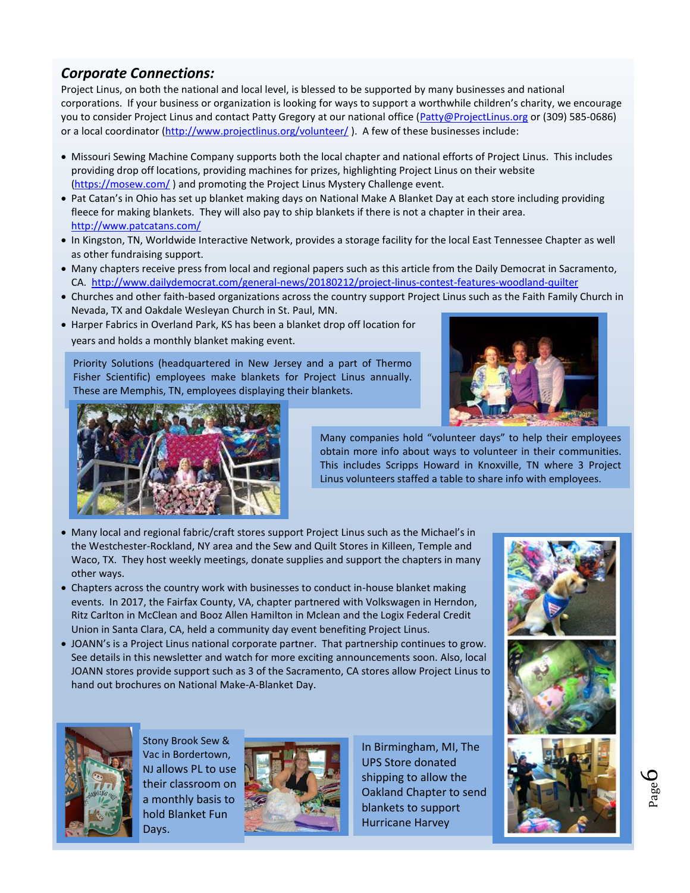## *Corporate Connections:*

Project Linus, on both the national and local level, is blessed to be supported by many businesses and national corporations. If your business or organization is looking for ways to support a worthwhile children's charity, we encourage you to consider Project Linus and contact Patty Gregory at our national office (Patty@ProjectLinus.org or (309) 585-0686) or a local coordinator (http://www.projectlinus.org/volunteer/ ). A few of these businesses include:

- Missouri Sewing Machine Company supports both the local chapter and national efforts of Project Linus. This includes providing drop off locations, providing machines for prizes, highlighting Project Linus on their website (https://mosew.com/ ) and promoting the Project Linus Mystery Challenge event.
- Pat Catan's in Ohio has set up blanket making days on National Make A Blanket Day at each store including providing fleece for making blankets. They will also pay to ship blankets if there is not a chapter in their area. http://www.patcatans.com/
- In Kingston, TN, Worldwide Interactive Network, provides a storage facility for the local East Tennessee Chapter as well as other fundraising support.
- Many chapters receive press from local and regional papers such as this article from the Daily Democrat in Sacramento, CA. http://www.dailydemocrat.com/general-news/20180212/project-linus-contest-features-woodland-quilter
- Churches and other faith-based organizations across the country support Project Linus such as the Faith Family Church in Nevada, TX and Oakdale Wesleyan Church in St. Paul, MN.
- Harper Fabrics in Overland Park, KS has been a blanket drop off location for years and holds a monthly blanket making event.

Priority Solutions (headquartered in New Jersey and a part of Thermo Fisher Scientific) employees make blankets for Project Linus annually. These are Memphis, TN, employees displaying their blankets.

Many companies hold "volunteer days" to help their employees obtain more info about ways to volunteer in their communities. This includes Scripps Howard in Knoxville, TN where 3 Project Linus volunteers staffed a table to share info with employees.

- Many local and regional fabric/craft stores support Project Linus such as the Michael's in the Westchester-Rockland, NY area and the Sew and Quilt Stores in Killeen, Temple and Waco, TX. They host weekly meetings, donate supplies and support the chapters in many other ways.
- Chapters across the country work with businesses to conduct in-house blanket making events. In 2017, the Fairfax County, VA, chapter partnered with Volkswagen in Herndon, Ritz Carlton in McClean and Booz Allen Hamilton in Mclean and the Logix Federal Credit Union in Santa Clara, CA, held a community day event benefiting Project Linus.
- JOANN's is a Project Linus national corporate partner. That partnership continues to grow. See details in this newsletter and watch for more exciting announcements soon. Also, local JOANN stores provide support such as 3 of the Sacramento, CA stores allow Project Linus to hand out brochures on National Make-A-Blanket Day.

Stony Brook Sew & Vac in Bordertown, NJ allows PL to use their classroom on a monthly basis to hold Blanket Fun Days.

In Birmingham, MI, The UPS Store donated shipping to allow the Oakland Chapter to send blankets to support Hurricane Harvey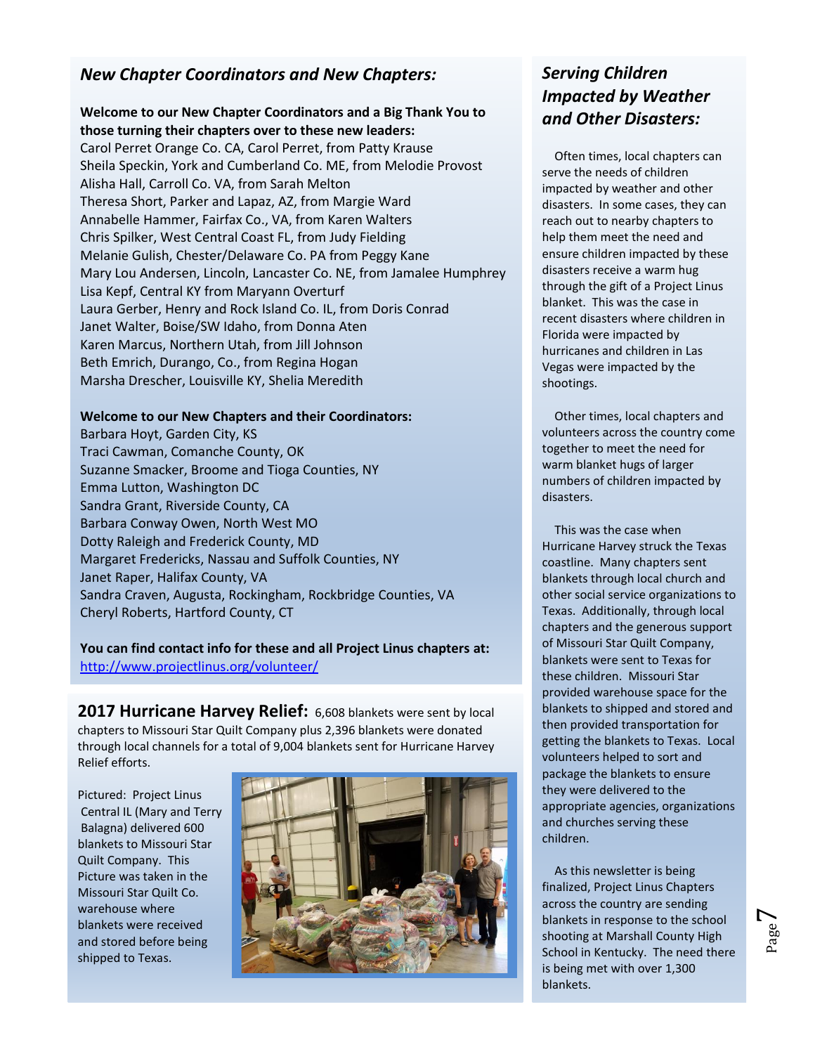## *New Chapter Coordinators and New Chapters:*

**Welcome to our New Chapter Coordinators and a Big Thank You to those turning their chapters over to these new leaders:**

Carol Perret Orange Co. CA, Carol Perret, from Patty Krause
Sheila Speckin, York and Cumberland Co. ME, from Melodie Provost
Alisha Hall, Carroll Co. VA, from Sarah Melton
Theresa Short, Parker and Lapaz, AZ, from Margie Ward
Annabelle Hammer, Fairfax Co., VA, from Karen Walters
Chris Spilker, West Central Coast FL, from Judy Fielding
Melanie Gulish, Chester/Delaware Co. PA from Peggy Kane
Mary Lou Andersen, Lincoln, Lancaster Co. NE, from Jamalee Humphrey
Lisa Kepf, Central KY from Maryann Overturf
Laura Gerber, Henry and Rock Island Co. IL, from Doris Conrad
Janet Walter, Boise/SW Idaho, from Donna Aten
Karen Marcus, Northern Utah, from Jill Johnson
Beth Emrich, Durango, Co., from Regina Hogan
Marsha Drescher, Louisville KY, Shelia Meredith

**Welcome to our New Chapters and their Coordinators:**

Barbara Hoyt, Garden City, KS
Traci Cawman, Comanche County, OK
Suzanne Smacker, Broome and Tioga Counties, NY
Emma Lutton, Washington DC
Sandra Grant, Riverside County, CA
Barbara Conway Owen, North West MO
Dotty Raleigh and Frederick County, MD
Margaret Fredericks, Nassau and Suffolk Counties, NY
Janet Raper, Halifax County, VA
Sandra Craven, Augusta, Rockingham, Rockbridge Counties, VA
Cheryl Roberts, Hartford County, CT

**You can find contact info for these and all Project Linus chapters at:**
http://www.projectlinus.org/volunteer/

**2017 Hurricane Harvey Relief:** 6,608 blankets were sent by local chapters to Missouri Star Quilt Company plus 2,396 blankets were donated through local channels for a total of 9,004 blankets sent for Hurricane Harvey Relief efforts.

Pictured: Project Linus Central IL (Mary and Terry Balagna) delivered 600 blankets to Missouri Star Quilt Company. This Picture was taken in the Missouri Star Quilt Co. warehouse where blankets were received and stored before being shipped to Texas.

## *Serving Children Impacted by Weather and Other Disasters:*

Often times, local chapters can serve the needs of children impacted by weather and other disasters. In some cases, they can reach out to nearby chapters to help them meet the need and ensure children impacted by these disasters receive a warm hug through the gift of a Project Linus blanket. This was the case in recent disasters where children in Florida were impacted by hurricanes and children in Las Vegas were impacted by the shootings.

Other times, local chapters and volunteers across the country come together to meet the need for warm blanket hugs of larger numbers of children impacted by disasters.

This was the case when Hurricane Harvey struck the Texas coastline. Many chapters sent blankets through local church and other social service organizations to Texas. Additionally, through local chapters and the generous support of Missouri Star Quilt Company, blankets were sent to Texas for these children. Missouri Star provided warehouse space for the blankets to shipped and stored and then provided transportation for getting the blankets to Texas. Local volunteers helped to sort and package the blankets to ensure they were delivered to the appropriate agencies, organizations and churches serving these children.

As this newsletter is being finalized, Project Linus Chapters across the country are sending blankets in response to the school shooting at Marshall County High School in Kentucky. The need there is being met with over 1,300 blankets.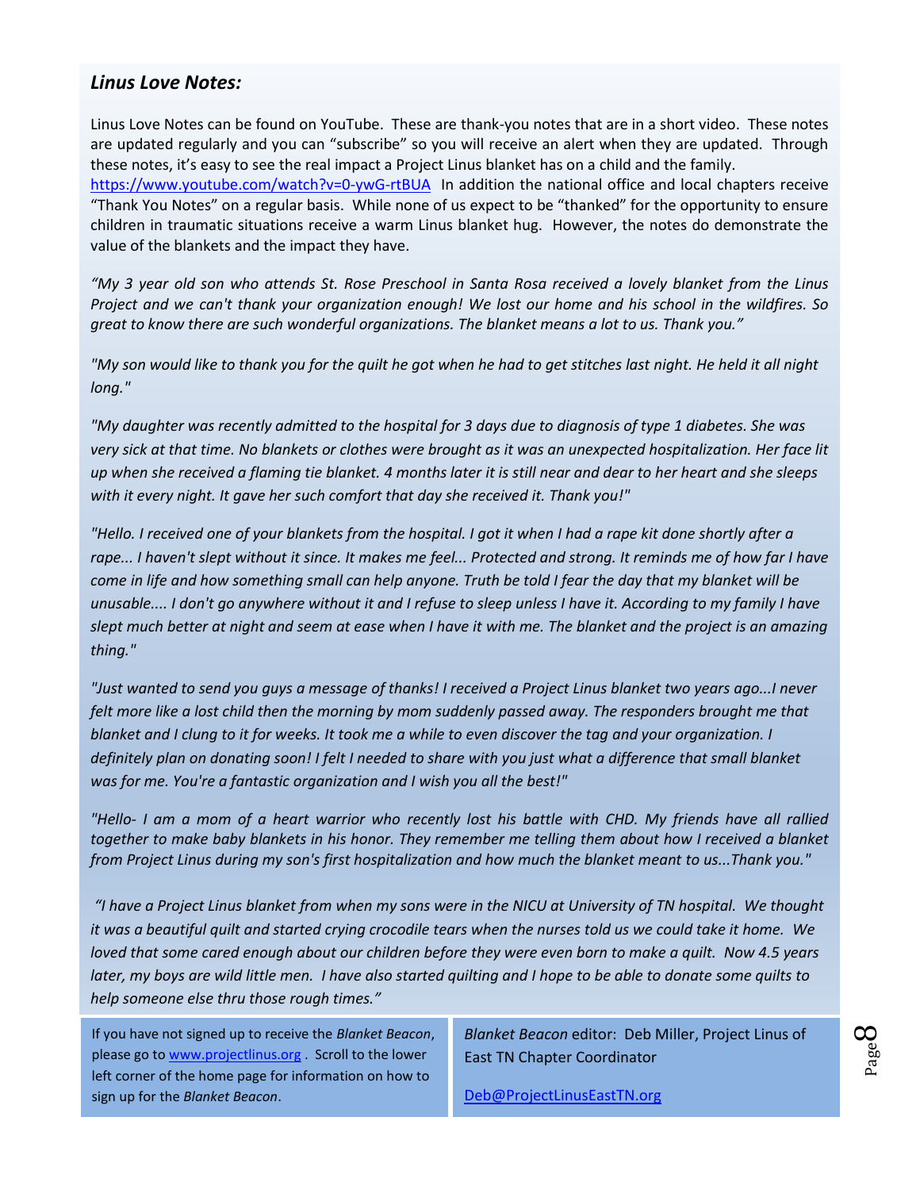## *Linus Love Notes:*

Linus Love Notes can be found on YouTube. These are thank-you notes that are in a short video. These notes are updated regularly and you can "subscribe" so you will receive an alert when they are updated. Through these notes, it's easy to see the real impact a Project Linus blanket has on a child and the family. https://www.youtube.com/watch?v=0-ywG-rtBUA In addition the national office and local chapters receive "Thank You Notes" on a regular basis. While none of us expect to be "thanked" for the opportunity to ensure children in traumatic situations receive a warm Linus blanket hug. However, the notes do demonstrate the value of the blankets and the impact they have.

*"My 3 year old son who attends St. Rose Preschool in Santa Rosa received a lovely blanket from the Linus Project and we can't thank your organization enough! We lost our home and his school in the wildfires. So great to know there are such wonderful organizations. The blanket means a lot to us. Thank you."*

*"My son would like to thank you for the quilt he got when he had to get stitches last night. He held it all night long."*

*"My daughter was recently admitted to the hospital for 3 days due to diagnosis of type 1 diabetes. She was very sick at that time. No blankets or clothes were brought as it was an unexpected hospitalization. Her face lit up when she received a flaming tie blanket. 4 months later it is still near and dear to her heart and she sleeps with it every night. It gave her such comfort that day she received it. Thank you!"*

*"Hello. I received one of your blankets from the hospital. I got it when I had a rape kit done shortly after a rape... I haven't slept without it since. It makes me feel... Protected and strong. It reminds me of how far I have come in life and how something small can help anyone. Truth be told I fear the day that my blanket will be unusable.... I don't go anywhere without it and I refuse to sleep unless I have it. According to my family I have slept much better at night and seem at ease when I have it with me. The blanket and the project is an amazing thing."*

*"Just wanted to send you guys a message of thanks! I received a Project Linus blanket two years ago...I never felt more like a lost child then the morning by mom suddenly passed away. The responders brought me that blanket and I clung to it for weeks. It took me a while to even discover the tag and your organization. I definitely plan on donating soon! I felt I needed to share with you just what a difference that small blanket was for me. You're a fantastic organization and I wish you all the best!"*

*"Hello- I am a mom of a heart warrior who recently lost his battle with CHD. My friends have all rallied together to make baby blankets in his honor. They remember me telling them about how I received a blanket from Project Linus during my son's first hospitalization and how much the blanket meant to us...Thank you."*

*"I have a Project Linus blanket from when my sons were in the NICU at University of TN hospital. We thought it was a beautiful quilt and started crying crocodile tears when the nurses told us we could take it home. We loved that some cared enough about our children before they were even born to make a quilt. Now 4.5 years later, my boys are wild little men. I have also started quilting and I hope to be able to donate some quilts to help someone else thru those rough times."*

If you have not signed up to receive the *Blanket Beacon*, please go to www.projectlinus.org . Scroll to the lower left corner of the home page for information on how to sign up for the *Blanket Beacon*.

*Blanket Beacon* editor: Deb Miller, Project Linus of East TN Chapter Coordinator

Deb@ProjectLinusEastTN.org